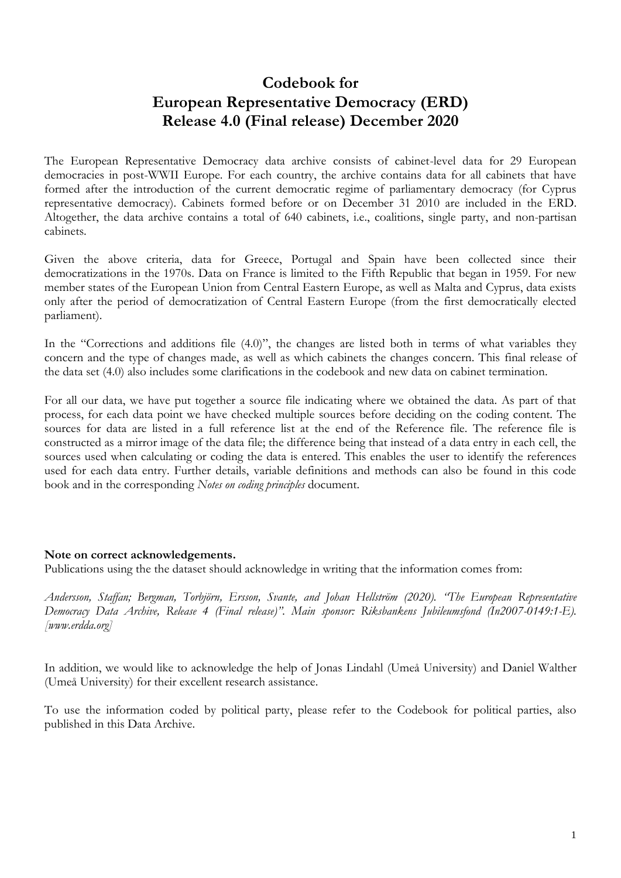# Codebook for European Representative Democracy (ERD) Release 4.0 (Final release) December 2020

The European Representative Democracy data archive consists of cabinet-level data for 29 European democracies in post-WWII Europe. For each country, the archive contains data for all cabinets that have formed after the introduction of the current democratic regime of parliamentary democracy (for Cyprus representative democracy). Cabinets formed before or on December 31 2010 are included in the ERD. Altogether, the data archive contains a total of 640 cabinets, i.e., coalitions, single party, and non-partisan cabinets.

Given the above criteria, data for Greece, Portugal and Spain have been collected since their democratizations in the 1970s. Data on France is limited to the Fifth Republic that began in 1959. For new member states of the European Union from Central Eastern Europe, as well as Malta and Cyprus, data exists only after the period of democratization of Central Eastern Europe (from the first democratically elected parliament).

In the "Corrections and additions file (4.0)", the changes are listed both in terms of what variables they concern and the type of changes made, as well as which cabinets the changes concern. This final release of the data set (4.0) also includes some clarifications in the codebook and new data on cabinet termination.

For all our data, we have put together a source file indicating where we obtained the data. As part of that process, for each data point we have checked multiple sources before deciding on the coding content. The sources for data are listed in a full reference list at the end of the Reference file. The reference file is constructed as a mirror image of the data file; the difference being that instead of a data entry in each cell, the sources used when calculating or coding the data is entered. This enables the user to identify the references used for each data entry. Further details, variable definitions and methods can also be found in this code book and in the corresponding *Notes on coding principles* document.

**Note on correct acknowledgements.**
Publications using the the dataset should acknowledge in writing that the information comes from:

*Andersson, Staffan; Bergman, Torbjörn, Ersson, Svante, and Johan Hellström (2020). "The European Representative Democracy Data Archive, Release 4 (Final release)". Main sponsor: Riksbankens Jubileumsfond (In2007-0149:1-E). [www.erdda.org]*

In addition, we would like to acknowledge the help of Jonas Lindahl (Umeå University) and Daniel Walther (Umeå University) for their excellent research assistance.

To use the information coded by political party, please refer to the Codebook for political parties, also published in this Data Archive.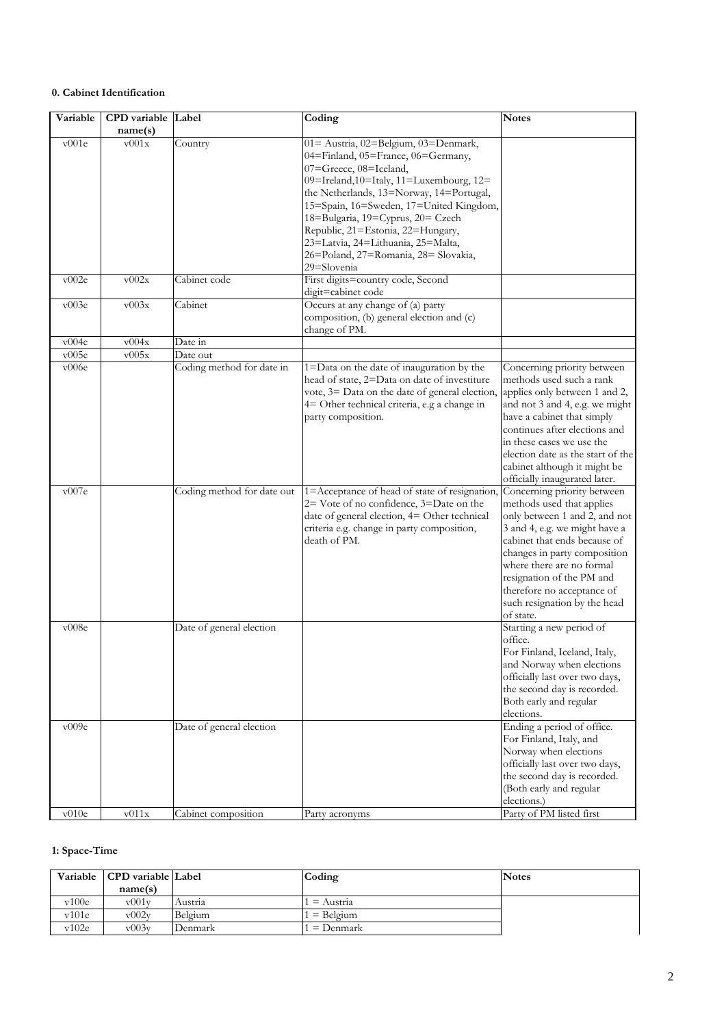#### 0. Cabinet Identification

| Variable | CPD variable name(s) | Label | Coding | Notes |
|---|---|---|---|---|
| v001e | v001x | Country | 01= Austria, 02=Belgium, 03=Denmark, 04=Finland, 05=France, 06=Germany, 07=Greece, 08=Iceland, 09=Ireland,10=Italy, 11=Luxembourg, 12= the Netherlands, 13=Norway, 14=Portugal, 15=Spain, 16=Sweden, 17=United Kingdom, 18=Bulgaria, 19=Cyprus, 20= Czech Republic, 21=Estonia, 22=Hungary, 23=Latvia, 24=Lithuania, 25=Malta, 26=Poland, 27=Romania, 28= Slovakia, 29=Slovenia | |
| v002e | v002x | Cabinet code | First digits=country code, Second digit=cabinet code | |
| v003e | v003x | Cabinet | Occurs at any change of (a) party composition, (b) general election and (c) change of PM. | |
| v004e | v004x | Date in | | |
| v005e | v005x | Date out | | |
| v006e | | Coding method for date in | 1=Data on the date of inauguration by the head of state, 2=Data on date of investiture vote, 3= Data on the date of general election, 4= Other technical criteria, e.g a change in party composition. | Concerning priority between methods used such a rank applies only between 1 and 2, and not 3 and 4, e.g. we might have a cabinet that simply continues after elections and in these cases we use the election date as the start of the cabinet although it might be officially inaugurated later. |
| v007e | | Coding method for date out | 1=Acceptance of head of state of resignation, 2= Vote of no confidence, 3=Date on the date of general election, 4= Other technical criteria e.g. change in party composition, death of PM. | Concerning priority between methods used that applies only between 1 and 2, and not 3 and 4, e.g. we might have a cabinet that ends because of changes in party composition where there are no formal resignation of the PM and therefore no acceptance of such resignation by the head of state. |
| v008e | | Date of general election | | Starting a new period of office. For Finland, Iceland, Italy, and Norway when elections officially last over two days, the second day is recorded. Both early and regular elections. |
| v009e | | Date of general election | | Ending a period of office. For Finland, Italy, and Norway when elections officially last over two days, the second day is recorded. (Both early and regular elections.) |
| v010e | v011x | Cabinet composition | Party acronyms | Party of PM listed first |

#### 1: Space-Time

| Variable | CPD variable name(s) | Label | Coding | Notes |
|---|---|---|---|---|
| v100e | v001y | Austria | 1 = Austria | |
| v101e | v002y | Belgium | 1 = Belgium | |
| v102e | v003y | Denmark | 1 = Denmark | |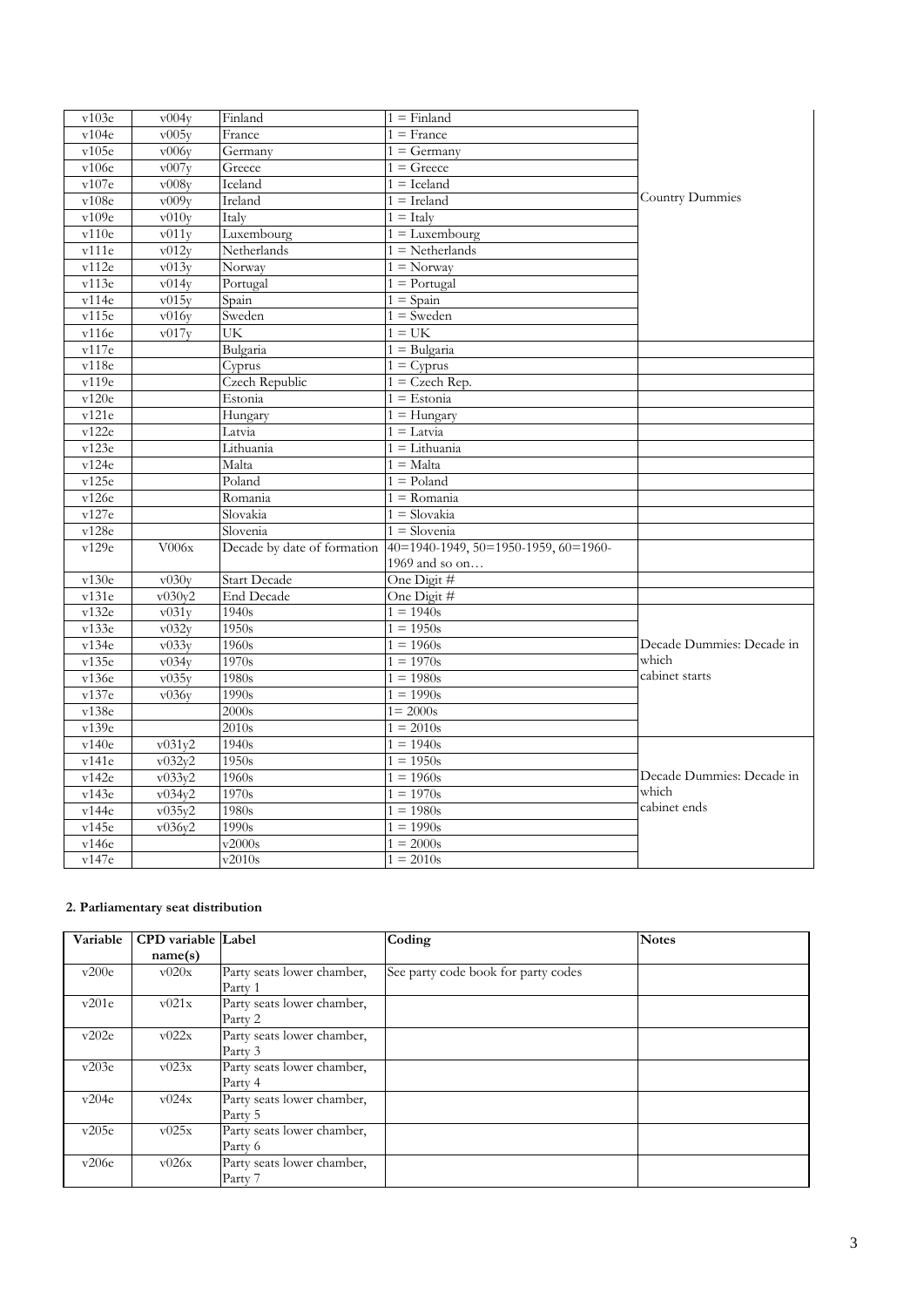| | | | | |
|---|---|---|---|---|
| v103e | v004y | Finland | 1 = Finland | Country Dummies |
| v104e | v005y | France | 1 = France | |
| v105e | v006y | Germany | 1 = Germany | |
| v106e | v007y | Greece | 1 = Greece | |
| v107e | v008y | Iceland | 1 = Iceland | |
| v108e | v009y | Ireland | 1 = Ireland | |
| v109e | v010y | Italy | 1 = Italy | |
| v110e | v011y | Luxembourg | 1 = Luxembourg | |
| v111e | v012y | Netherlands | 1 = Netherlands | |
| v112e | v013y | Norway | 1 = Norway | |
| v113e | v014y | Portugal | 1 = Portugal | |
| v114e | v015y | Spain | 1 = Spain | |
| v115e | v016y | Sweden | 1 = Sweden | |
| v116e | v017y | UK | 1 = UK | |
| v117e | | Bulgaria | 1 = Bulgaria | |
| v118e | | Cyprus | 1 = Cyprus | |
| v119e | | Czech Republic | 1 = Czech Rep. | |
| v120e | | Estonia | 1 = Estonia | |
| v121e | | Hungary | 1 = Hungary | |
| v122e | | Latvia | 1 = Latvia | |
| v123e | | Lithuania | 1 = Lithuania | |
| v124e | | Malta | 1 = Malta | |
| v125e | | Poland | 1 = Poland | |
| v126e | | Romania | 1 = Romania | |
| v127e | | Slovakia | 1 = Slovakia | |
| v128e | | Slovenia | 1 = Slovenia | |
| v129e | V006x | Decade by date of formation | 40=1940-1949, 50=1950-1959, 60=1960-1969 and so on… | |
| v130e | v030y | Start Decade | One Digit # | |
| v131e | v030y2 | End Decade | One Digit # | |
| v132e | v031y | 1940s | 1 = 1940s | Decade Dummies: Decade in which cabinet starts |
| v133e | v032y | 1950s | 1 = 1950s | |
| v134e | v033y | 1960s | 1 = 1960s | |
| v135e | v034y | 1970s | 1 = 1970s | |
| v136e | v035y | 1980s | 1 = 1980s | |
| v137e | v036y | 1990s | 1 = 1990s | |
| v138e | | 2000s | 1= 2000s | |
| v139e | | 2010s | 1 = 2010s | |
| v140e | v031y2 | 1940s | 1 = 1940s | Decade Dummies: Decade in which cabinet ends |
| v141e | v032y2 | 1950s | 1 = 1950s | |
| v142e | v033y2 | 1960s | 1 = 1960s | |
| v143e | v034y2 | 1970s | 1 = 1970s | |
| v144e | v035y2 | 1980s | 1 = 1980s | |
| v145e | v036y2 | 1990s | 1 = 1990s | |
| v146e | | v2000s | 1 = 2000s | |
| v147e | | v2010s | 1 = 2010s | |

**2. Parliamentary seat distribution**

| Variable | CPD variable name(s) | Label | Coding | Notes |
|---|---|---|---|---|
| v200e | v020x | Party seats lower chamber, Party 1 | See party code book for party codes | |
| v201e | v021x | Party seats lower chamber, Party 2 | | |
| v202e | v022x | Party seats lower chamber, Party 3 | | |
| v203e | v023x | Party seats lower chamber, Party 4 | | |
| v204e | v024x | Party seats lower chamber, Party 5 | | |
| v205e | v025x | Party seats lower chamber, Party 6 | | |
| v206e | v026x | Party seats lower chamber, Party 7 | | |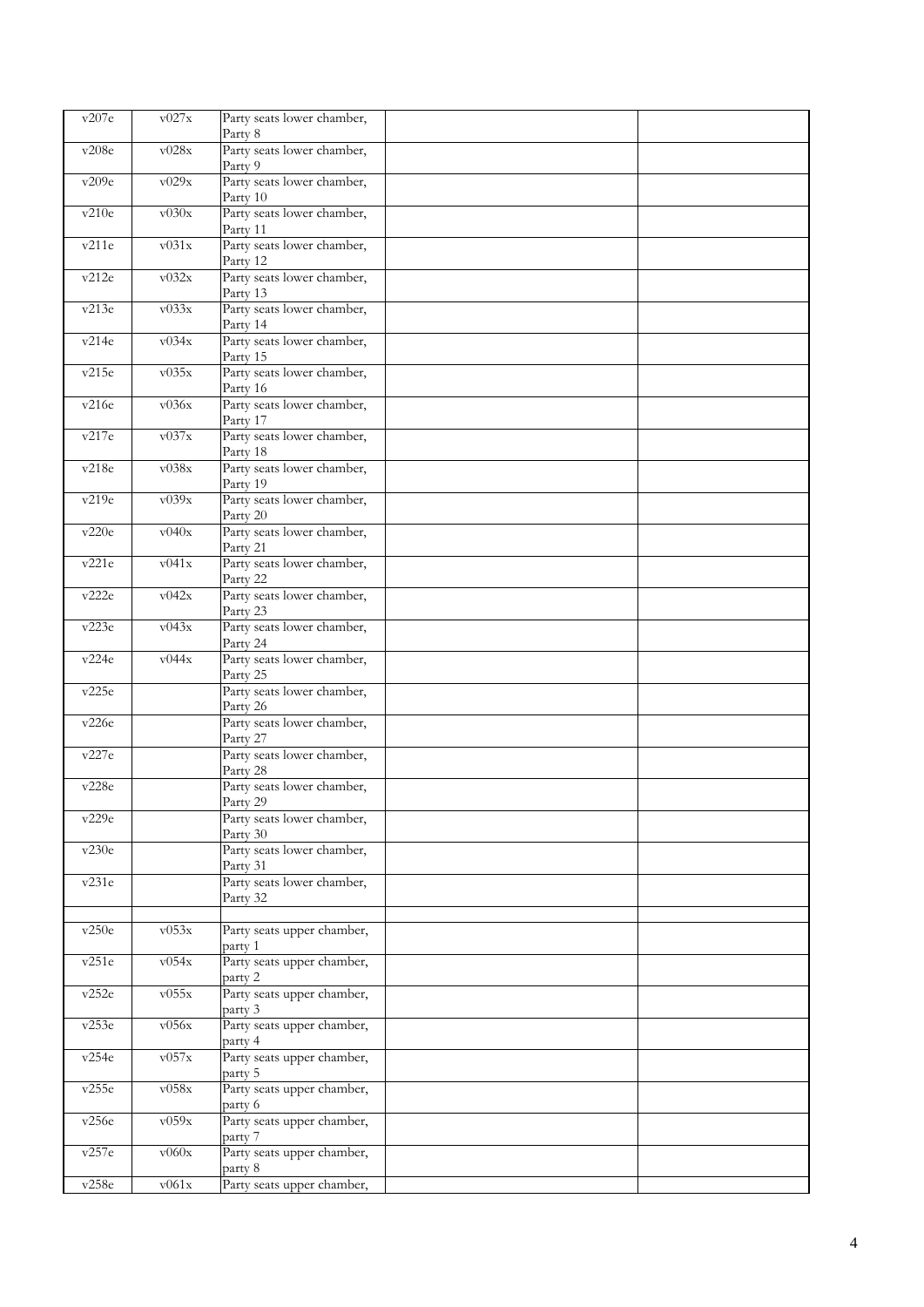| | | | | |
|---|---|---|---|---|
| v207e | v027x | Party seats lower chamber, Party 8 | | |
| v208e | v028x | Party seats lower chamber, Party 9 | | |
| v209e | v029x | Party seats lower chamber, Party 10 | | |
| v210e | v030x | Party seats lower chamber, Party 11 | | |
| v211e | v031x | Party seats lower chamber, Party 12 | | |
| v212e | v032x | Party seats lower chamber, Party 13 | | |
| v213e | v033x | Party seats lower chamber, Party 14 | | |
| v214e | v034x | Party seats lower chamber, Party 15 | | |
| v215e | v035x | Party seats lower chamber, Party 16 | | |
| v216e | v036x | Party seats lower chamber, Party 17 | | |
| v217e | v037x | Party seats lower chamber, Party 18 | | |
| v218e | v038x | Party seats lower chamber, Party 19 | | |
| v219e | v039x | Party seats lower chamber, Party 20 | | |
| v220e | v040x | Party seats lower chamber, Party 21 | | |
| v221e | v041x | Party seats lower chamber, Party 22 | | |
| v222e | v042x | Party seats lower chamber, Party 23 | | |
| v223e | v043x | Party seats lower chamber, Party 24 | | |
| v224e | v044x | Party seats lower chamber, Party 25 | | |
| v225e | | Party seats lower chamber, Party 26 | | |
| v226e | | Party seats lower chamber, Party 27 | | |
| v227e | | Party seats lower chamber, Party 28 | | |
| v228e | | Party seats lower chamber, Party 29 | | |
| v229e | | Party seats lower chamber, Party 30 | | |
| v230e | | Party seats lower chamber, Party 31 | | |
| v231e | | Party seats lower chamber, Party 32 | | |
| | | | | |
| v250e | v053x | Party seats upper chamber, party 1 | | |
| v251e | v054x | Party seats upper chamber, party 2 | | |
| v252e | v055x | Party seats upper chamber, party 3 | | |
| v253e | v056x | Party seats upper chamber, party 4 | | |
| v254e | v057x | Party seats upper chamber, party 5 | | |
| v255e | v058x | Party seats upper chamber, party 6 | | |
| v256e | v059x | Party seats upper chamber, party 7 | | |
| v257e | v060x | Party seats upper chamber, party 8 | | |
| v258e | v061x | Party seats upper chamber, | | |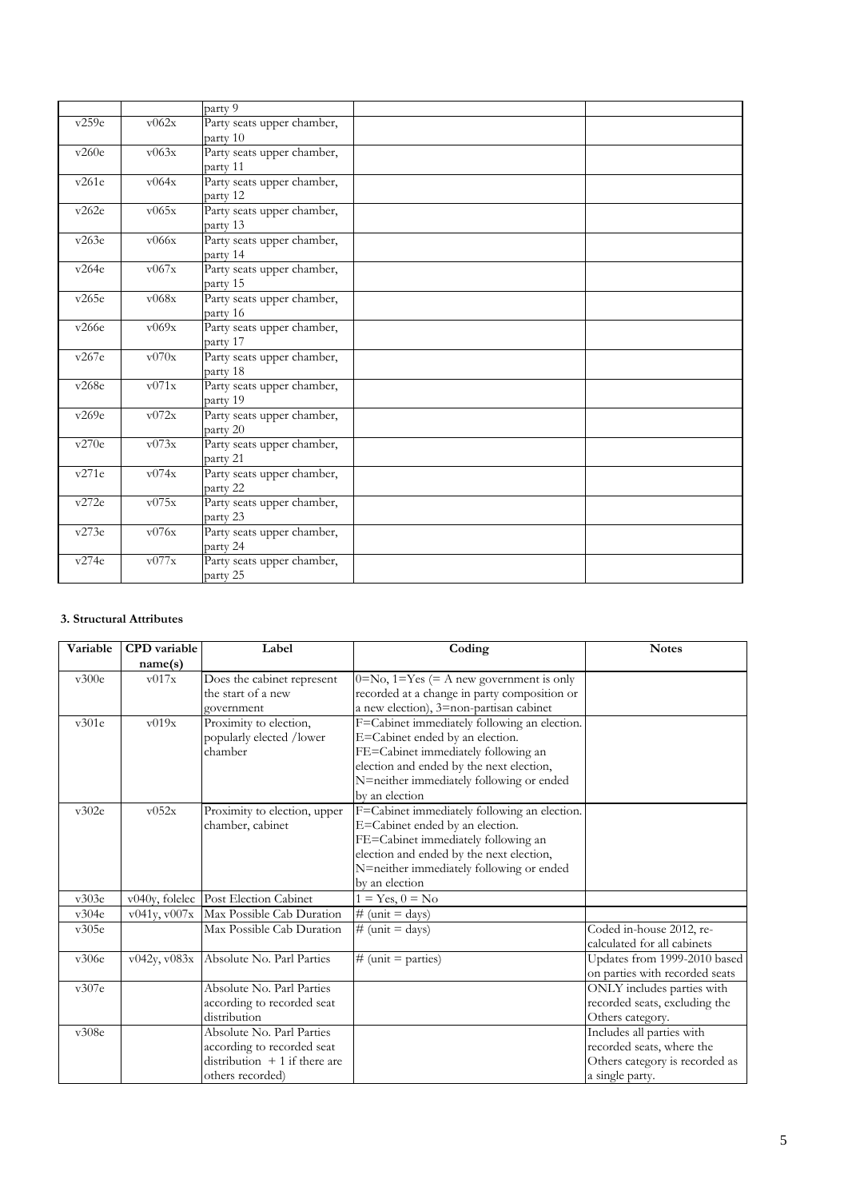| | | party 9 | | |
|---|---|---|---|---|
| v259e | v062x | Party seats upper chamber, party 10 | | |
| v260e | v063x | Party seats upper chamber, party 11 | | |
| v261e | v064x | Party seats upper chamber, party 12 | | |
| v262e | v065x | Party seats upper chamber, party 13 | | |
| v263e | v066x | Party seats upper chamber, party 14 | | |
| v264e | v067x | Party seats upper chamber, party 15 | | |
| v265e | v068x | Party seats upper chamber, party 16 | | |
| v266e | v069x | Party seats upper chamber, party 17 | | |
| v267e | v070x | Party seats upper chamber, party 18 | | |
| v268e | v071x | Party seats upper chamber, party 19 | | |
| v269e | v072x | Party seats upper chamber, party 20 | | |
| v270e | v073x | Party seats upper chamber, party 21 | | |
| v271e | v074x | Party seats upper chamber, party 22 | | |
| v272e | v075x | Party seats upper chamber, party 23 | | |
| v273e | v076x | Party seats upper chamber, party 24 | | |
| v274e | v077x | Party seats upper chamber, party 25 | | |

**3. Structural Attributes**

| Variable | CPD variable name(s) | Label | Coding | Notes |
|---|---|---|---|---|
| v300e | v017x | Does the cabinet represent the start of a new government | 0=No, 1=Yes (= A new government is only recorded at a change in party composition or a new election), 3=non-partisan cabinet | |
| v301e | v019x | Proximity to election, popularly elected /lower chamber | F=Cabinet immediately following an election. E=Cabinet ended by an election. FE=Cabinet immediately following an election and ended by the next election, N=neither immediately following or ended by an election | |
| v302e | v052x | Proximity to election, upper chamber, cabinet | F=Cabinet immediately following an election. E=Cabinet ended by an election. FE=Cabinet immediately following an election and ended by the next election, N=neither immediately following or ended by an election | |
| v303e | v040y, folelec | Post Election Cabinet | 1 = Yes, 0 = No | |
| v304e | v041y, v007x | Max Possible Cab Duration | # (unit = days) | |
| v305e | | Max Possible Cab Duration | # (unit = days) | Coded in-house 2012, re-calculated for all cabinets |
| v306e | v042y, v083x | Absolute No. Parl Parties | # (unit = parties) | Updates from 1999-2010 based on parties with recorded seats |
| v307e | | Absolute No. Parl Parties according to recorded seat distribution | | ONLY includes parties with recorded seats, excluding the Others category. |
| v308e | | Absolute No. Parl Parties according to recorded seat distribution + 1 if there are others recorded) | | Includes all parties with recorded seats, where the Others category is recorded as a single party. |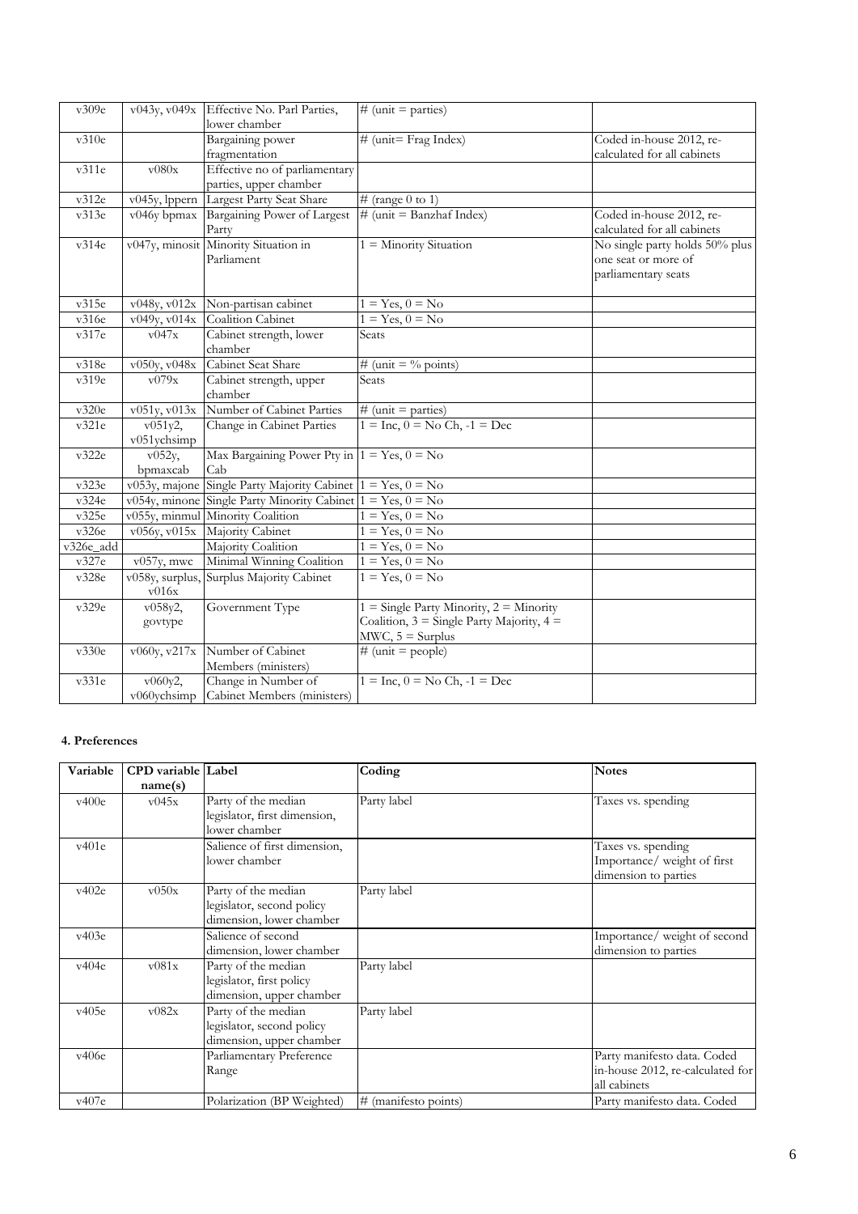| v309e | v043y, v049x | Effective No. Parl Parties, lower chamber | # (unit = parties) | |
|---|---|---|---|---|
| v310e | | Bargaining power fragmentation | # (unit= Frag Index) | Coded in-house 2012, re-calculated for all cabinets |
| v311e | v080x | Effective no of parliamentary parties, upper chamber | | |
| v312e | v045y, lppern | Largest Party Seat Share | # (range 0 to 1) | |
| v313e | v046y bpmax | Bargaining Power of Largest Party | # (unit = Banzhaf Index) | Coded in-house 2012, re-calculated for all cabinets |
| v314e | v047y, minosit | Minority Situation in Parliament | 1 = Minority Situation | No single party holds 50% plus one seat or more of parliamentary seats |
| v315e | v048y, v012x | Non-partisan cabinet | 1 = Yes, 0 = No | |
| v316e | v049y, v014x | Coalition Cabinet | 1 = Yes, 0 = No | |
| v317e | v047x | Cabinet strength, lower chamber | Seats | |
| v318e | v050y, v048x | Cabinet Seat Share | # (unit = % points) | |
| v319e | v079x | Cabinet strength, upper chamber | Seats | |
| v320e | v051y, v013x | Number of Cabinet Parties | # (unit = parties) | |
| v321e | v051y2, v051ychsimp | Change in Cabinet Parties | 1 = Inc, 0 = No Ch, -1 = Dec | |
| v322e | v052y, bpmaxcab | Max Bargaining Power Pty in Cab | 1 = Yes, 0 = No | |
| v323e | v053y, majone | Single Party Majority Cabinet | 1 = Yes, 0 = No | |
| v324e | v054y, minone | Single Party Minority Cabinet | 1 = Yes, 0 = No | |
| v325e | v055y, minmul | Minority Coalition | 1 = Yes, 0 = No | |
| v326e | v056y, v015x | Majority Cabinet | 1 = Yes, 0 = No | |
| v326e_add | | Majority Coalition | 1 = Yes, 0 = No | |
| v327e | v057y, mwc | Minimal Winning Coalition | 1 = Yes, 0 = No | |
| v328e | v058y, surplus, v016x | Surplus Majority Cabinet | 1 = Yes, 0 = No | |
| v329e | v058y2, govtype | Government Type | 1 = Single Party Minority, 2 = Minority Coalition, 3 = Single Party Majority, 4 = MWC, 5 = Surplus | |
| v330e | v060y, v217x | Number of Cabinet Members (ministers) | # (unit = people) | |
| v331e | v060y2, v060ychsimp | Change in Number of Cabinet Members (ministers) | 1 = Inc, 0 = No Ch, -1 = Dec | |

**4. Preferences**

| Variable | CPD variable name(s) | Label | Coding | Notes |
|---|---|---|---|---|
| v400e | v045x | Party of the median legislator, first dimension, lower chamber | Party label | Taxes vs. spending |
| v401e | | Salience of first dimension, lower chamber | | Taxes vs. spending Importance/ weight of first dimension to parties |
| v402e | v050x | Party of the median legislator, second policy dimension, lower chamber | Party label | |
| v403e | | Salience of second dimension, lower chamber | | Importance/ weight of second dimension to parties |
| v404e | v081x | Party of the median legislator, first policy dimension, upper chamber | Party label | |
| v405e | v082x | Party of the median legislator, second policy dimension, upper chamber | Party label | |
| v406e | | Parliamentary Preference Range | | Party manifesto data. Coded in-house 2012, re-calculated for all cabinets |
| v407e | | Polarization (BP Weighted) | # (manifesto points) | Party manifesto data. Coded |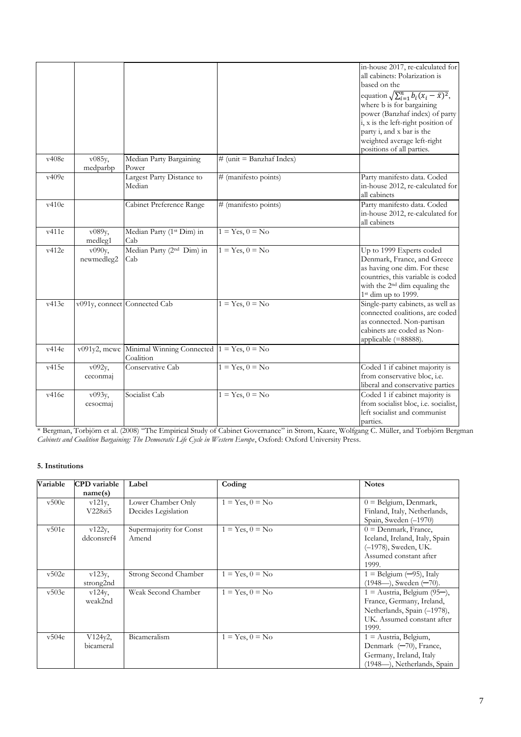| | | | | in-house 2017, re-calculated for all cabinets: Polarization is based on the equation $\sqrt{\sum_{i=1}^{n} b_i(x_i - \bar{x})^2}$, where b is for bargaining power (Banzhaf index) of party i, x is the left-right position of party i, and x bar is the weighted average left-right positions of all parties. |
|---|---|---|---|---|
| v408e | v085y, medparbp | Median Party Bargaining Power | # (unit = Banzhaf Index) | |
| v409e | | Largest Party Distance to Median | # (manifesto points) | Party manifesto data. Coded in-house 2012, re-calculated for all cabinets |
| v410e | | Cabinet Preference Range | # (manifesto points) | Party manifesto data. Coded in-house 2012, re-calculated for all cabinets |
| v411e | v089y, medleg1 | Median Party (1st Dim) in Cab | 1 = Yes, 0 = No | |
| v412e | v090y, newmedleg2 | Median Party (2nd Dim) in Cab | 1 = Yes, 0 = No | Up to 1999 Experts coded Denmark, France, and Greece as having one dim. For these countries, this variable is coded with the 2nd dim equaling the 1st dim up to 1999. |
| v413e | v091y, connect | Connected Cab | 1 = Yes, 0 = No | Single-party cabinets, as well as connected coalitions, are coded as connected. Non-partisan cabinets are coded as Non-applicable (=88888). |
| v414e | v091y2, mcwc | Minimal Winning Connected Coalition | 1 = Yes, 0 = No | |
| v415e | v092y, ceconmaj | Conservative Cab | 1 = Yes, 0 = No | Coded 1 if cabinet majority is from conservative bloc, i.e. liberal and conservative parties |
| v416e | v093y, cesocmaj | Socialist Cab | 1 = Yes, 0 = No | Coded 1 if cabinet majority is from socialist bloc, i.e. socialist, left socialist and communist parties. |

* Bergman, Torbjörn et al. (2008) "The Empirical Study of Cabinet Governance" in Strøm, Kaare, Wolfgang C. Müller, and Torbjörn Bergman *Cabinets and Coalition Bargaining: The Democratic Life Cycle in Western Europe*, Oxford: Oxford University Press.

**5. Institutions**

| Variable | CPD variable name(s) | Label | Coding | Notes |
|---|---|---|---|---|
| v500e | v121y, V228zi5 | Lower Chamber Only Decides Legislation | 1 = Yes, 0 = No | 0 = Belgium, Denmark, Finland, Italy, Netherlands, Spain, Sweden (–1970) |
| v501e | v122y, ddconsref4 | Supermajority for Const Amend | 1 = Yes, 0 = No | 0 = Denmark, France, Iceland, Ireland, Italy, Spain (–1978), Sweden, UK. Assumed constant after 1999. |
| v502e | v123y, strong2nd | Strong Second Chamber | 1 = Yes, 0 = No | 1 = Belgium (–95), Italy (1948—), Sweden (–70). |
| v503e | v124y, weak2nd | Weak Second Chamber | 1 = Yes, 0 = No | 1 = Austria, Belgium (95—), France, Germany, Ireland, Netherlands, Spain (–1978), UK. Assumed constant after 1999. |
| v504e | V124y2, bicameral | Bicameralism | 1 = Yes, 0 = No | 1 = Austria, Belgium, Denmark (–70), France, Germany, Ireland, Italy (1948—), Netherlands, Spain |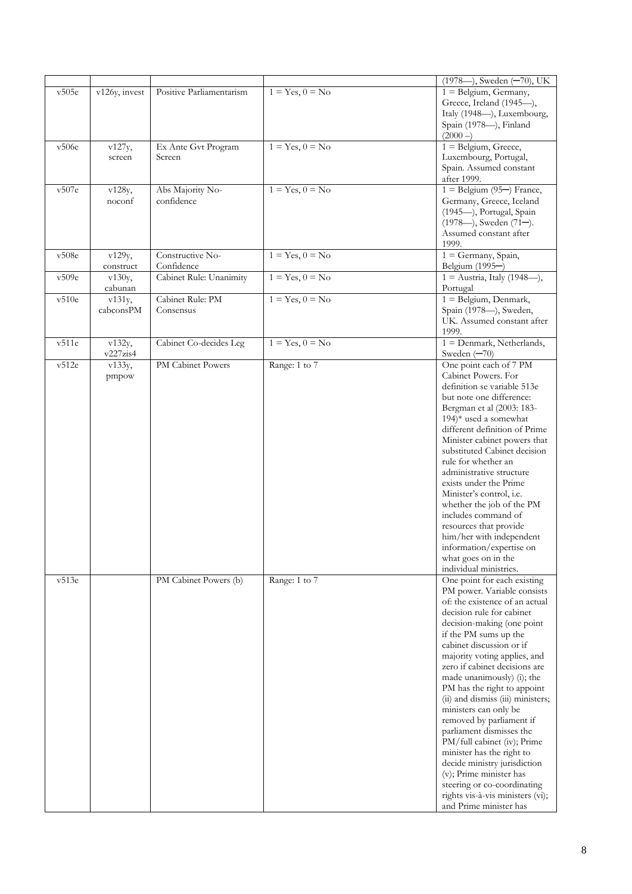| | | | | |
|---|---|---|---|---|
| | | | | (1978—), Sweden (—70), UK |
| v505e | v126y, invest | Positive Parliamentarism | 1 = Yes, 0 = No | 1 = Belgium, Germany, Greece, Ireland (1945—), Italy (1948—), Luxembourg, Spain (1978—), Finland (2000 –) |
| v506e | v127y, screen | Ex Ante Gvt Program Screen | 1 = Yes, 0 = No | 1 = Belgium, Greece, Luxembourg, Portugal, Spain. Assumed constant after 1999. |
| v507e | v128y, noconf | Abs Majority No-confidence | 1 = Yes, 0 = No | 1 = Belgium (95—) France, Germany, Greece, Iceland (1945—), Portugal, Spain (1978—), Sweden (71—). Assumed constant after 1999. |
| v508e | v129y, construct | Constructive No-Confidence | 1 = Yes, 0 = No | 1 = Germany, Spain, Belgium (1995—) |
| v509e | v130y, cabunan | Cabinet Rule: Unanimity | 1 = Yes, 0 = No | 1 = Austria, Italy (1948—), Portugal |
| v510e | v131y, cabconsPM | Cabinet Rule: PM Consensus | 1 = Yes, 0 = No | 1 = Belgium, Denmark, Spain (1978—), Sweden, UK. Assumed constant after 1999. |
| v511e | v132y, v227zis4 | Cabinet Co-decides Leg | 1 = Yes, 0 = No | 1 = Denmark, Netherlands, Sweden (—70) |
| v512e | v133y, pmpow | PM Cabinet Powers | Range: 1 to 7 | One point each of 7 PM Cabinet Powers. For definition se variable 513e but note one difference: Bergman et al (2003: 183-194)* used a somewhat different definition of Prime Minister cabinet powers that substituted Cabinet decision rule for whether an administrative structure exists under the Prime Minister's control, i.e. whether the job of the PM includes command of resources that provide him/her with independent information/expertise on what goes on in the individual ministries. |
| v513e | | PM Cabinet Powers (b) | Range: 1 to 7 | One point for each existing PM power. Variable consists of: the existence of an actual decision rule for cabinet decision-making (one point if the PM sums up the cabinet discussion or if majority voting applies, and zero if cabinet decisions are made unanimously) (i); the PM has the right to appoint (ii) and dismiss (iii) ministers; ministers can only be removed by parliament if parliament dismisses the PM/full cabinet (iv); Prime minister has the right to decide ministry jurisdiction (v); Prime minister has steering or co-coordinating rights vis-à-vis ministers (vi); and Prime minister has |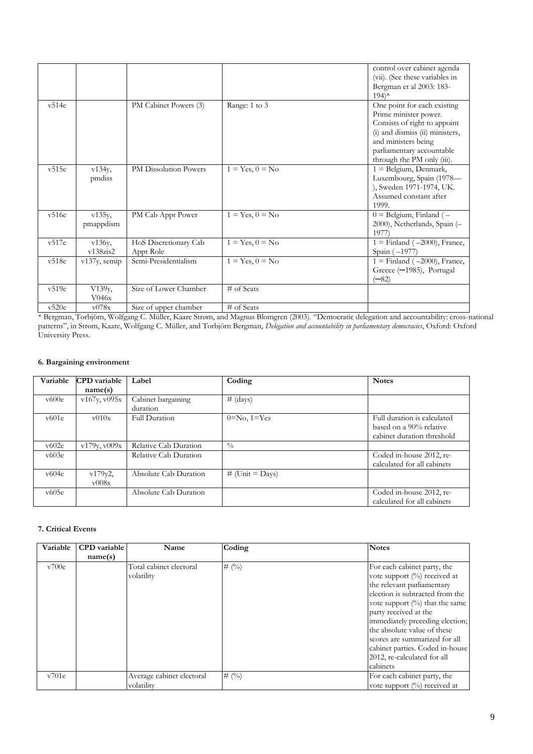| | | | | control over cabinet agenda (vii). (See these variables in Bergman et al 2003: 183-194)* |
|---|---|---|---|---|
| v514e | | PM Cabinet Powers (3) | Range: 1 to 3 | One point for each existing Prime minister power. Consists of right to appoint (i) and dismiss (ii) ministers, and ministers being parliamentary accountable through the PM only (iii). |
| v515e | v134y, pmdiss | PM Dissolution Powers | 1 = Yes, 0 = No | 1 = Belgium, Denmark, Luxembourg, Spain (1978—), Sweden 1971-1974, UK. Assumed constant after 1999. |
| v516e | v135y, pmappdism | PM Cab Appt Power | 1 = Yes, 0 = No | 0 = Belgium, Finland (–2000), Netherlands, Spain (–1977) |
| v517e | v136y, v138zis2 | HoS Discretionary Cab Appt Role | 1 = Yes, 0 = No | 1 = Finland ( –2000), France, Spain ( –1977) |
| v518e | v137y, semip | Semi-Presidentialism | 1 = Yes, 0 = No | 1 = Finland ( –2000), France, Greece (─1985), Portugal (─82) |
| v519e | V139y, V046x | Size of Lower Chamber | # of Seats | |
| v520e | v078x | Size of upper chamber | # of Seats | |

* Bergman, Torbjörn, Wolfgang C. Müller, Kaare Strøm, and Magnus Blomgren (2003). "Democratic delegation and accountability: cross-national patterns", in Strøm, Kaare, Wolfgang C. Müller, and Torbjörn Bergman, *Delegation and accountability in parliamentary democracies*, Oxford: Oxford University Press.

#### 6. Bargaining environment

| Variable | CPD variable name(s) | Label | Coding | Notes |
|---|---|---|---|---|
| v600e | v167y, v095x | Cabinet bargaining duration | # (days) | |
| v601e | v010x | Full Duration | 0=No, 1=Yes | Full duration is calculated based on a 90% relative cabinet duration threshold |
| v602e | v179y, v009x | Relative Cab Duration | % | |
| v603e | | Relative Cab Duration | | Coded in-house 2012, re-calculated for all cabinets |
| v604e | v179y2, v008x | Absolute Cab Duration | # (Unit = Days) | |
| v605e | | Absolute Cab Duration | | Coded in-house 2012, re-calculated for all cabinets |

#### 7. Critical Events

| Variable | CPD variable name(s) | Name | Coding | Notes |
|---|---|---|---|---|
| v700e | | Total cabinet electoral volatility | # (%) | For each cabinet party, the vote support (%) received at the relevant parliamentary election is subtracted from the vote support (%) that the same party received at the immediately preceding election; the absolute value of these scores are summarized for all cabinet parties. Coded in-house 2012, re-calculated for all cabinets |
| v701e | | Average cabinet electoral volatility | # (%) | For each cabinet party, the vote support (%) received at |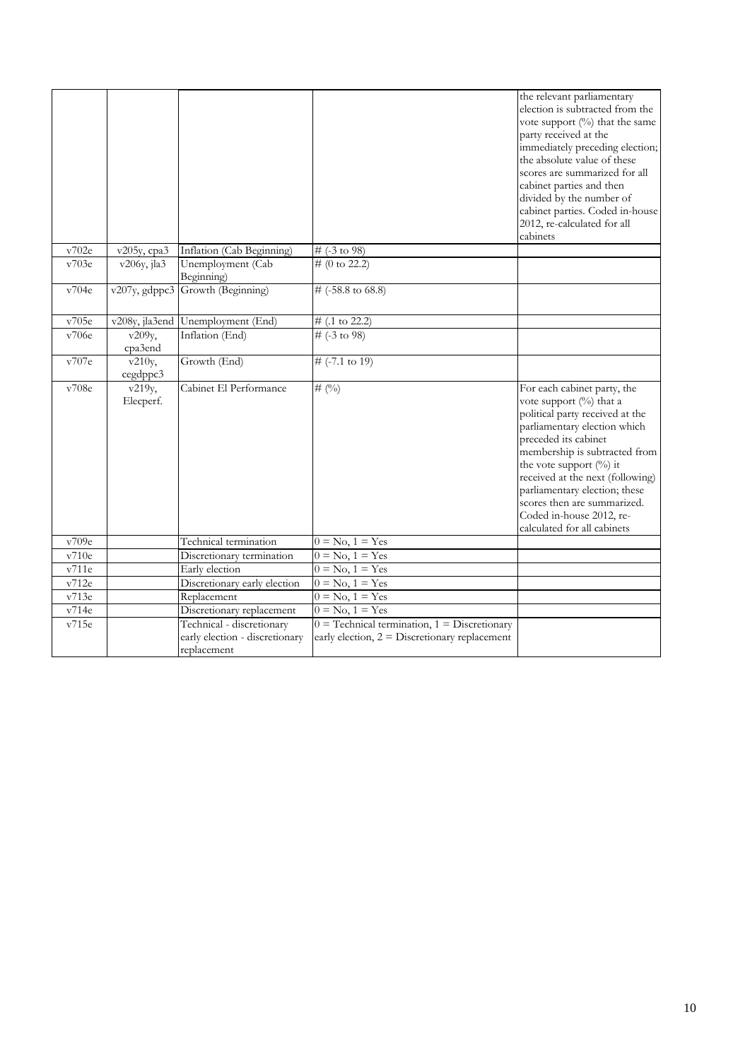| | | | | |
|---|---|---|---|---|
| | | | | the relevant parliamentary election is subtracted from the vote support (%) that the same party received at the immediately preceding election; the absolute value of these scores are summarized for all cabinet parties and then divided by the number of cabinet parties. Coded in-house 2012, re-calculated for all cabinets |
| v702e | v205y, cpa3 | Inflation (Cab Beginning) | # (-3 to 98) | |
| v703e | v206y, jla3 | Unemployment (Cab Beginning) | # (0 to 22.2) | |
| v704e | v207y, gdppc3 | Growth (Beginning) | # (-58.8 to 68.8) | |
| v705e | v208y, jla3end | Unemployment (End) | # (.1 to 22.2) | |
| v706e | v209y, cpa3end | Inflation (End) | # (-3 to 98) | |
| v707e | v210y, cegdppc3 | Growth (End) | # (-7.1 to 19) | |
| v708e | v219y, Elecperf. | Cabinet El Performance | # (%) | For each cabinet party, the vote support (%) that a political party received at the parliamentary election which preceded its cabinet membership is subtracted from the vote support (%) it received at the next (following) parliamentary election; these scores then are summarized. Coded in-house 2012, re-calculated for all cabinets |
| v709e | | Technical termination | 0 = No, 1 = Yes | |
| v710e | | Discretionary termination | 0 = No, 1 = Yes | |
| v711e | | Early election | 0 = No, 1 = Yes | |
| v712e | | Discretionary early election | 0 = No, 1 = Yes | |
| v713e | | Replacement | 0 = No, 1 = Yes | |
| v714e | | Discretionary replacement | 0 = No, 1 = Yes | |
| v715e | | Technical - discretionary early election - discretionary replacement | 0 = Technical termination, 1 = Discretionary early election, 2 = Discretionary replacement | |